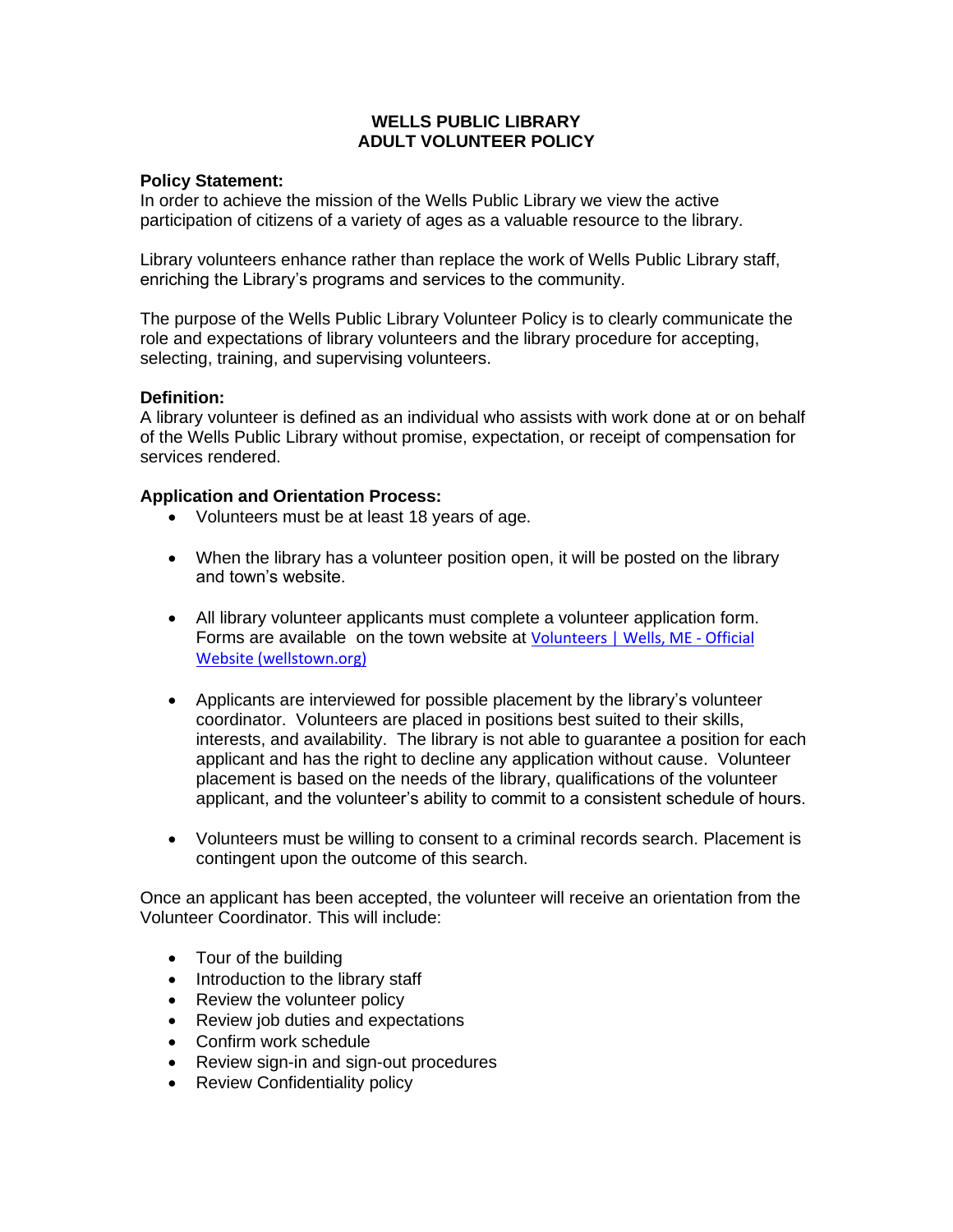# WELLS PUBLIC LIBRARY
# ADULT VOLUNTEER POLICY

**Policy Statement:**
In order to achieve the mission of the Wells Public Library we view the active participation of citizens of a variety of ages as a valuable resource to the library.

Library volunteers enhance rather than replace the work of Wells Public Library staff, enriching the Library's programs and services to the community.

The purpose of the Wells Public Library Volunteer Policy is to clearly communicate the role and expectations of library volunteers and the library procedure for accepting, selecting, training, and supervising volunteers.

**Definition:**
A library volunteer is defined as an individual who assists with work done at or on behalf of the Wells Public Library without promise, expectation, or receipt of compensation for services rendered.

**Application and Orientation Process:**

- Volunteers must be at least 18 years of age.

- When the library has a volunteer position open, it will be posted on the library and town's website.

- All library volunteer applicants must complete a volunteer application form. Forms are available on the town website at Volunteers | Wells, ME - Official Website (wellstown.org)

- Applicants are interviewed for possible placement by the library's volunteer coordinator. Volunteers are placed in positions best suited to their skills, interests, and availability. The library is not able to guarantee a position for each applicant and has the right to decline any application without cause. Volunteer placement is based on the needs of the library, qualifications of the volunteer applicant, and the volunteer's ability to commit to a consistent schedule of hours.

- Volunteers must be willing to consent to a criminal records search. Placement is contingent upon the outcome of this search.

Once an applicant has been accepted, the volunteer will receive an orientation from the Volunteer Coordinator. This will include:

- Tour of the building
- Introduction to the library staff
- Review the volunteer policy
- Review job duties and expectations
- Confirm work schedule
- Review sign-in and sign-out procedures
- Review Confidentiality policy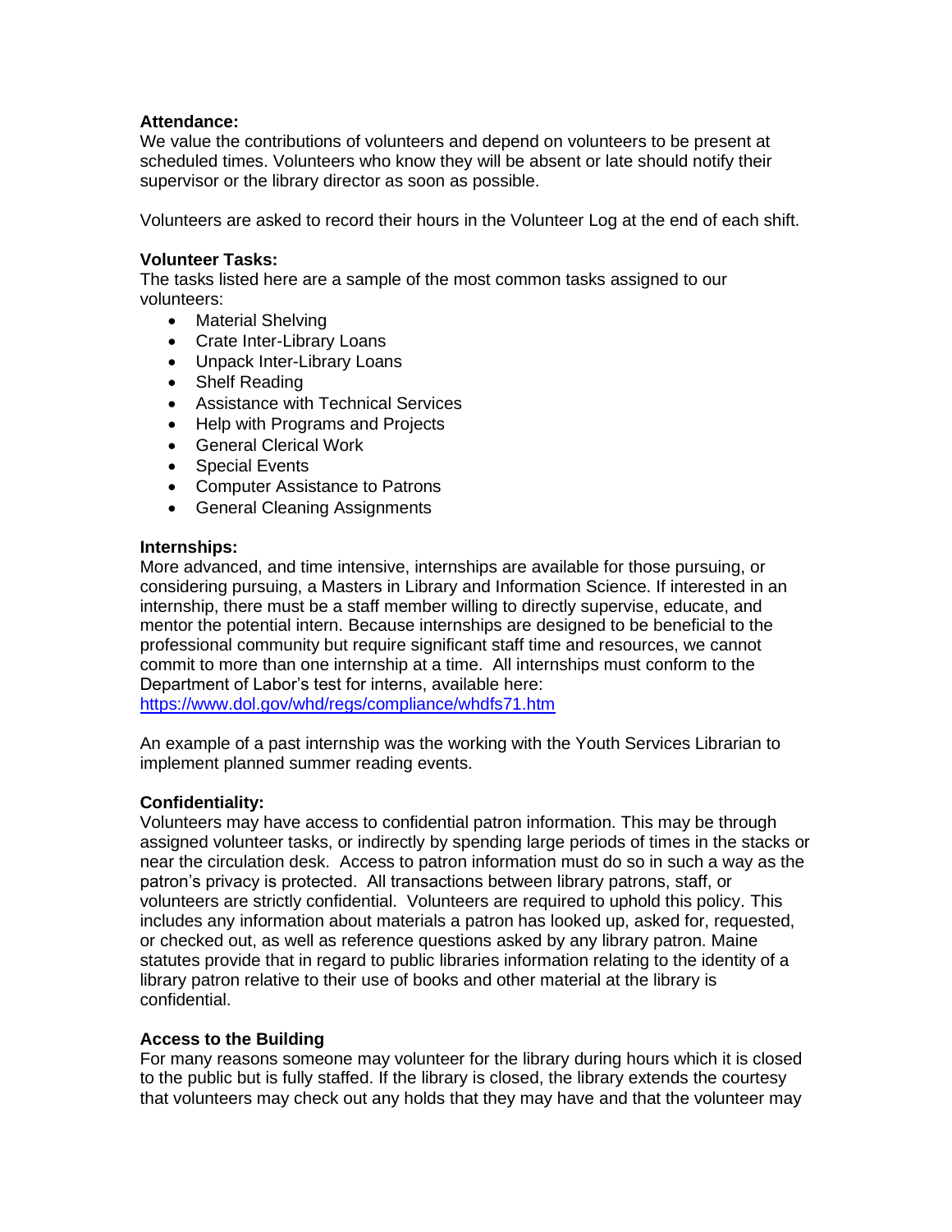**Attendance:**
We value the contributions of volunteers and depend on volunteers to be present at scheduled times. Volunteers who know they will be absent or late should notify their supervisor or the library director as soon as possible.

Volunteers are asked to record their hours in the Volunteer Log at the end of each shift.

**Volunteer Tasks:**
The tasks listed here are a sample of the most common tasks assigned to our volunteers:

- Material Shelving
- Crate Inter-Library Loans
- Unpack Inter-Library Loans
- Shelf Reading
- Assistance with Technical Services
- Help with Programs and Projects
- General Clerical Work
- Special Events
- Computer Assistance to Patrons
- General Cleaning Assignments

**Internships:**
More advanced, and time intensive, internships are available for those pursuing, or considering pursuing, a Masters in Library and Information Science. If interested in an internship, there must be a staff member willing to directly supervise, educate, and mentor the potential intern. Because internships are designed to be beneficial to the professional community but require significant staff time and resources, we cannot commit to more than one internship at a time. All internships must conform to the Department of Labor's test for interns, available here:
https://www.dol.gov/whd/regs/compliance/whdfs71.htm

An example of a past internship was the working with the Youth Services Librarian to implement planned summer reading events.

**Confidentiality:**
Volunteers may have access to confidential patron information. This may be through assigned volunteer tasks, or indirectly by spending large periods of times in the stacks or near the circulation desk. Access to patron information must do so in such a way as the patron's privacy is protected. All transactions between library patrons, staff, or volunteers are strictly confidential. Volunteers are required to uphold this policy. This includes any information about materials a patron has looked up, asked for, requested, or checked out, as well as reference questions asked by any library patron. Maine statutes provide that in regard to public libraries information relating to the identity of a library patron relative to their use of books and other material at the library is confidential.

**Access to the Building**
For many reasons someone may volunteer for the library during hours which it is closed to the public but is fully staffed. If the library is closed, the library extends the courtesy that volunteers may check out any holds that they may have and that the volunteer may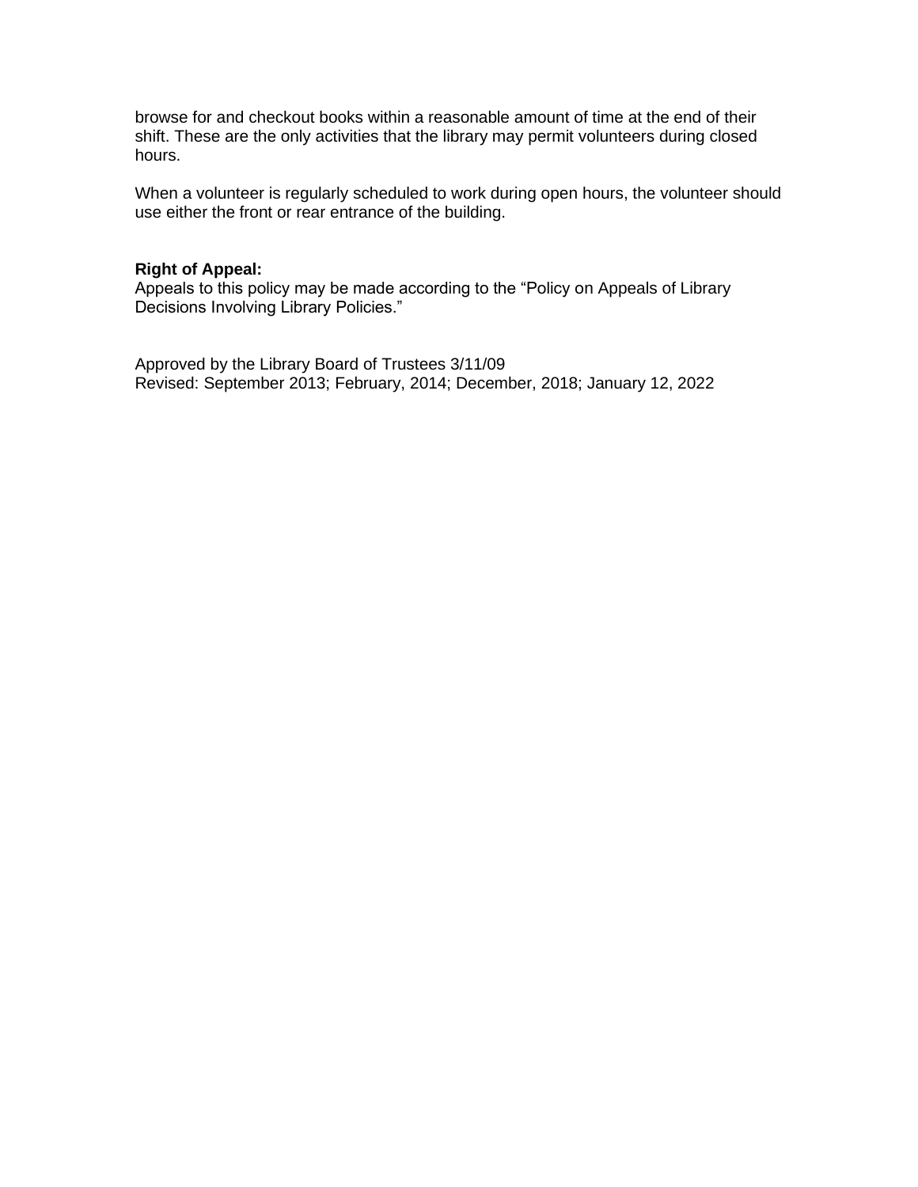browse for and checkout books within a reasonable amount of time at the end of their shift. These are the only activities that the library may permit volunteers during closed hours.

When a volunteer is regularly scheduled to work during open hours, the volunteer should use either the front or rear entrance of the building.

**Right of Appeal:**
Appeals to this policy may be made according to the "Policy on Appeals of Library Decisions Involving Library Policies."

Approved by the Library Board of Trustees 3/11/09
Revised: September 2013; February, 2014; December, 2018; January 12, 2022